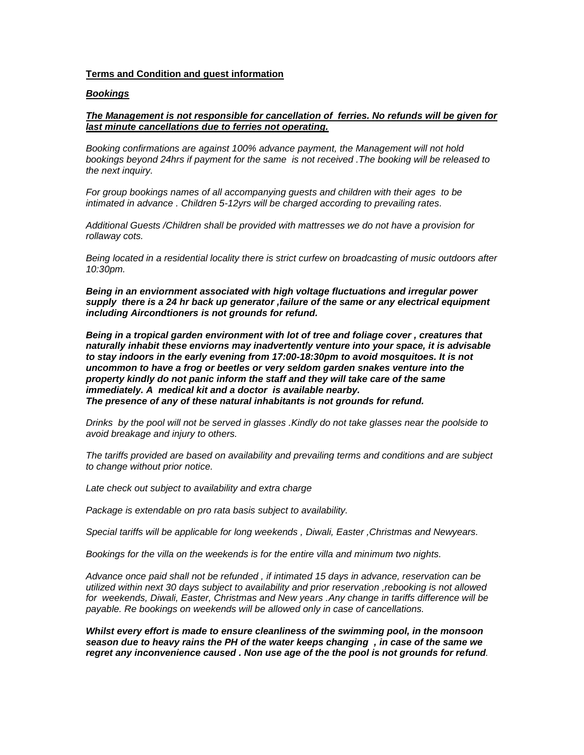**Terms and Condition and guest information**

***Bookings***

***The Management is not responsible for cancellation of ferries. No refunds will be given for last minute cancellations due to ferries not operating.***

*Booking confirmations are against 100% advance payment, the Management will not hold bookings beyond 24hrs if payment for the same is not received .The booking will be released to the next inquiry.*

*For group bookings names of all accompanying guests and children with their ages to be intimated in advance . Children 5-12yrs will be charged according to prevailing rates.*

*Additional Guests /Children shall be provided with mattresses we do not have a provision for rollaway cots.*

*Being located in a residential locality there is strict curfew on broadcasting of music outdoors after 10:30pm.*

***Being in an enviornment associated with high voltage fluctuations and irregular power supply there is a 24 hr back up generator ,failure of the same or any electrical equipment including Aircondtioners is not grounds for refund.***

***Being in a tropical garden environment with lot of tree and foliage cover , creatures that naturally inhabit these enviorns may inadvertently venture into your space, it is advisable to stay indoors in the early evening from 17:00-18:30pm to avoid mosquitoes. It is not uncommon to have a frog or beetles or very seldom garden snakes venture into the property kindly do not panic inform the staff and they will take care of the same immediately. A medical kit and a doctor is available nearby.***
***The presence of any of these natural inhabitants is not grounds for refund.***

*Drinks by the pool will not be served in glasses .Kindly do not take glasses near the poolside to avoid breakage and injury to others.*

*The tariffs provided are based on availability and prevailing terms and conditions and are subject to change without prior notice.*

*Late check out subject to availability and extra charge*

*Package is extendable on pro rata basis subject to availability.*

*Special tariffs will be applicable for long weekends , Diwali, Easter ,Christmas and Newyears.*

*Bookings for the villa on the weekends is for the entire villa and minimum two nights.*

*Advance once paid shall not be refunded , if intimated 15 days in advance, reservation can be utilized within next 30 days subject to availability and prior reservation ,rebooking is not allowed for weekends, Diwali, Easter, Christmas and New years .Any change in tariffs difference will be payable. Re bookings on weekends will be allowed only in case of cancellations.*

***Whilst every effort is made to ensure cleanliness of the swimming pool, in the monsoon season due to heavy rains the PH of the water keeps changing , in case of the same we regret any inconvenience caused . Non use age of the the pool is not grounds for refund.***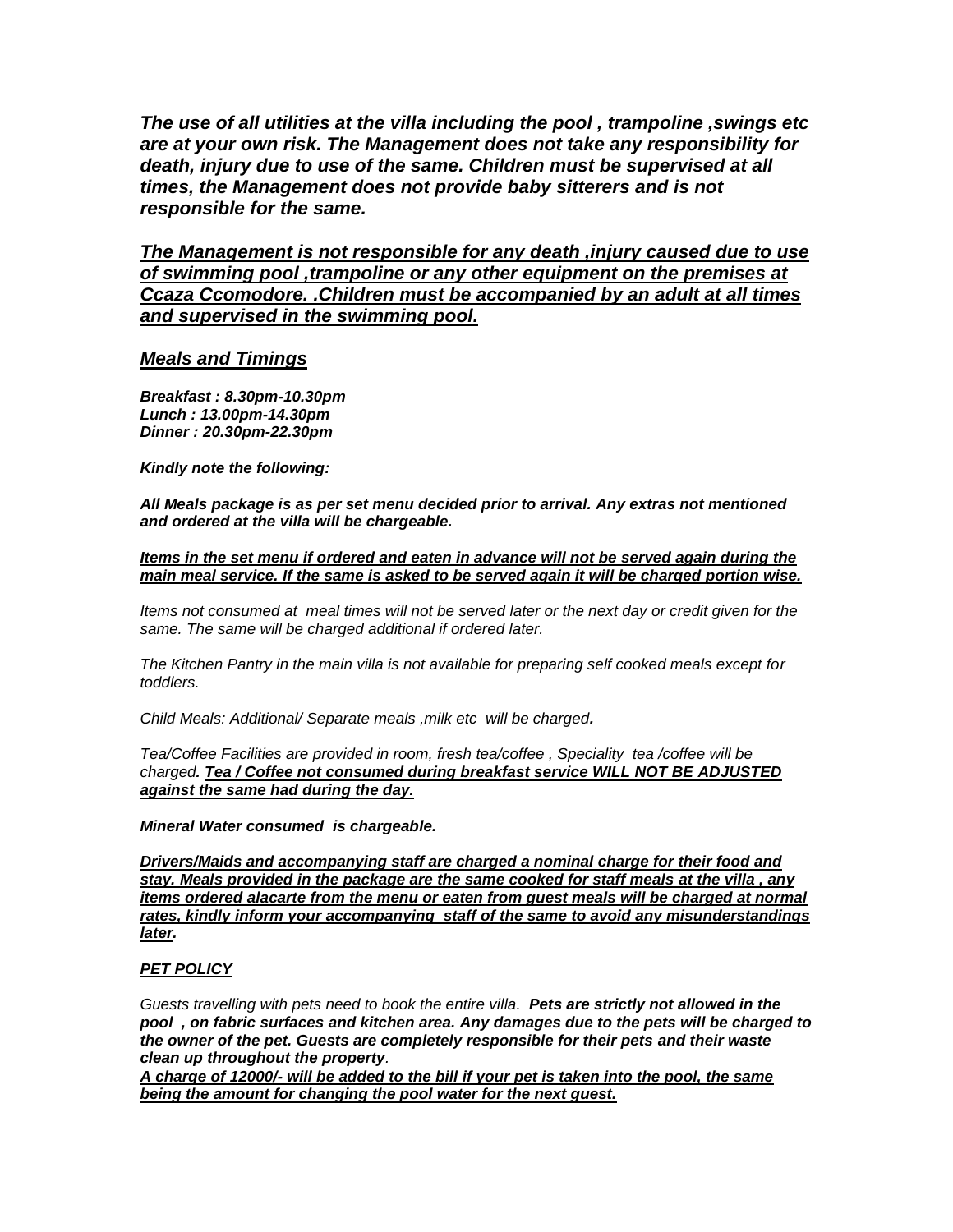***The use of all utilities at the villa including the pool , trampoline ,swings etc are at your own risk. The Management does not take any responsibility for death, injury due to use of the same. Children must be supervised at all times, the Management does not provide baby sitterers and is not responsible for the same.***

***<u>The Management is not responsible for any death ,injury caused due to use of swimming pool ,trampoline or any other equipment on the premises at Ccaza Ccomodore. .Children must be accompanied by an adult at all times and supervised in the swimming pool.</u>***

## ***<u>Meals and Timings</u>***

***Breakfast : 8.30pm-10.30pm***
***Lunch : 13.00pm-14.30pm***
***Dinner : 20.30pm-22.30pm***

***Kindly note the following:***

***All Meals package is as per set menu decided prior to arrival. Any extras not mentioned and ordered at the villa will be chargeable.***

***<u>Items in the set menu if ordered and eaten in advance will not be served again during the main meal service. If the same is asked to be served again it will be charged portion wise.</u>***

*Items not consumed at meal times will not be served later or the next day or credit given for the same. The same will be charged additional if ordered later.*

*The Kitchen Pantry in the main villa is not available for preparing self cooked meals except for toddlers.*

*Child Meals: Additional/ Separate meals ,milk etc will be charged**.***

*Tea/Coffee Facilities are provided in room, fresh tea/coffee , Speciality tea /coffee will be charged**. <u>Tea / Coffee not consumed during breakfast service WILL NOT BE ADJUSTED against the same had during the day.</u>***

***Mineral Water consumed is chargeable.***

***<u>Drivers/Maids and accompanying staff are charged a nominal charge for their food and stay. Meals provided in the package are the same cooked for staff meals at the villa , any items ordered alacarte from the menu or eaten from guest meals will be charged at normal rates, kindly inform your accompanying staff of the same to avoid any misunderstandings later</u>.***

### ***<u>PET POLICY</u>***

*Guests travelling with pets need to book the entire villa.* ***Pets are strictly not allowed in the pool , on fabric surfaces and kitchen area. Any damages due to the pets will be charged to the owner of the pet. Guests are completely responsible for their pets and their waste clean up throughout the property****.*
***<u>A charge of 12000/- will be added to the bill if your pet is taken into the pool, the same being the amount for changing the pool water for the next guest.</u>***